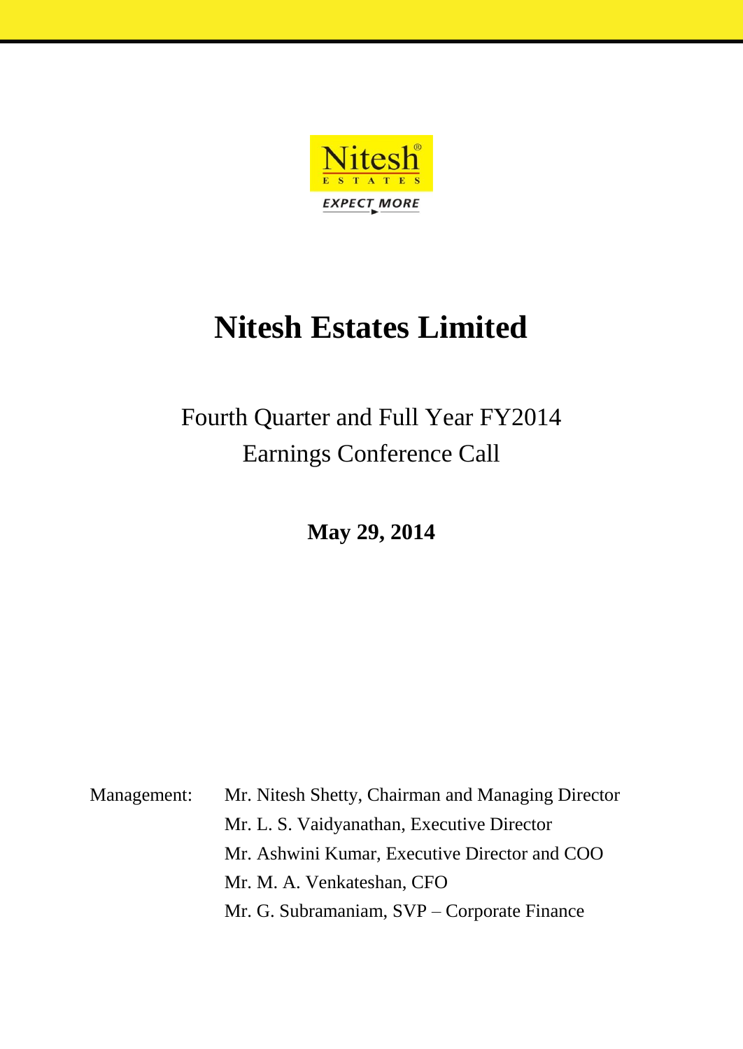# Nitesh Estates Limited

## Fourth Quarter and Full Year FY2014 Earnings Conference Call

**May 29, 2014**

Management: Mr. Nitesh Shetty, Chairman and Managing Director
Mr. L. S. Vaidyanathan, Executive Director
Mr. Ashwini Kumar, Executive Director and COO
Mr. M. A. Venkateshan, CFO
Mr. G. Subramaniam, SVP – Corporate Finance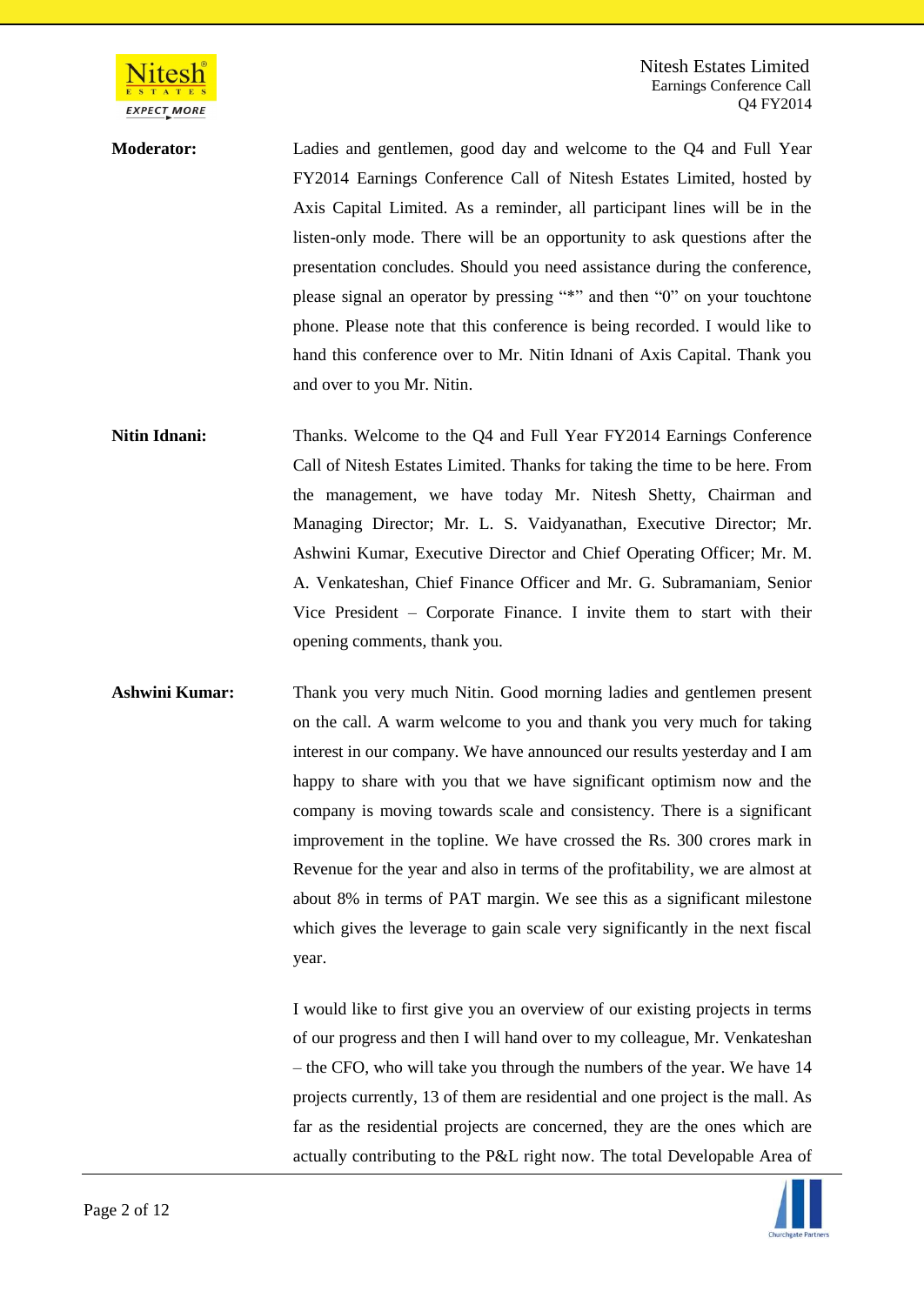**Moderator:** Ladies and gentlemen, good day and welcome to the Q4 and Full Year FY2014 Earnings Conference Call of Nitesh Estates Limited, hosted by Axis Capital Limited. As a reminder, all participant lines will be in the listen-only mode. There will be an opportunity to ask questions after the presentation concludes. Should you need assistance during the conference, please signal an operator by pressing "*" and then "0" on your touchtone phone. Please note that this conference is being recorded. I would like to hand this conference over to Mr. Nitin Idnani of Axis Capital. Thank you and over to you Mr. Nitin.

**Nitin Idnani:** Thanks. Welcome to the Q4 and Full Year FY2014 Earnings Conference Call of Nitesh Estates Limited. Thanks for taking the time to be here. From the management, we have today Mr. Nitesh Shetty, Chairman and Managing Director; Mr. L. S. Vaidyanathan, Executive Director; Mr. Ashwini Kumar, Executive Director and Chief Operating Officer; Mr. M. A. Venkateshan, Chief Finance Officer and Mr. G. Subramaniam, Senior Vice President – Corporate Finance. I invite them to start with their opening comments, thank you.

**Ashwini Kumar:** Thank you very much Nitin. Good morning ladies and gentlemen present on the call. A warm welcome to you and thank you very much for taking interest in our company. We have announced our results yesterday and I am happy to share with you that we have significant optimism now and the company is moving towards scale and consistency. There is a significant improvement in the topline. We have crossed the Rs. 300 crores mark in Revenue for the year and also in terms of the profitability, we are almost at about 8% in terms of PAT margin. We see this as a significant milestone which gives the leverage to gain scale very significantly in the next fiscal year.

I would like to first give you an overview of our existing projects in terms of our progress and then I will hand over to my colleague, Mr. Venkateshan – the CFO, who will take you through the numbers of the year. We have 14 projects currently, 13 of them are residential and one project is the mall. As far as the residential projects are concerned, they are the ones which are actually contributing to the P&L right now. The total Developable Area of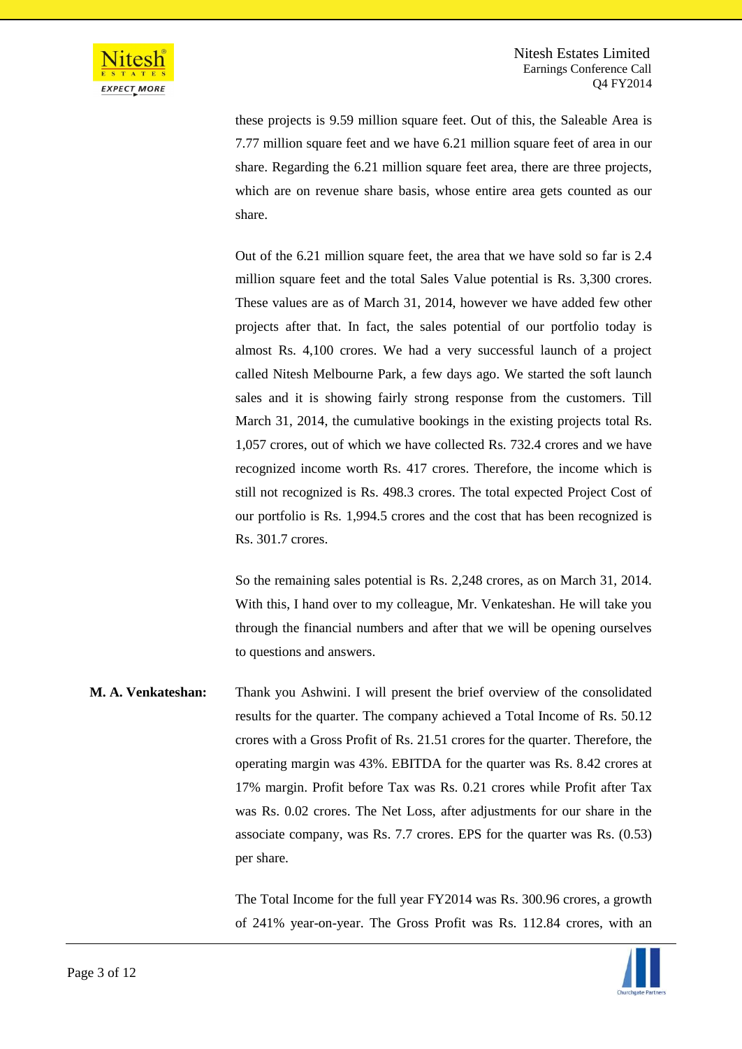these projects is 9.59 million square feet. Out of this, the Saleable Area is 7.77 million square feet and we have 6.21 million square feet of area in our share. Regarding the 6.21 million square feet area, there are three projects, which are on revenue share basis, whose entire area gets counted as our share.

Out of the 6.21 million square feet, the area that we have sold so far is 2.4 million square feet and the total Sales Value potential is Rs. 3,300 crores. These values are as of March 31, 2014, however we have added few other projects after that. In fact, the sales potential of our portfolio today is almost Rs. 4,100 crores. We had a very successful launch of a project called Nitesh Melbourne Park, a few days ago. We started the soft launch sales and it is showing fairly strong response from the customers. Till March 31, 2014, the cumulative bookings in the existing projects total Rs. 1,057 crores, out of which we have collected Rs. 732.4 crores and we have recognized income worth Rs. 417 crores. Therefore, the income which is still not recognized is Rs. 498.3 crores. The total expected Project Cost of our portfolio is Rs. 1,994.5 crores and the cost that has been recognized is Rs. 301.7 crores.

So the remaining sales potential is Rs. 2,248 crores, as on March 31, 2014. With this, I hand over to my colleague, Mr. Venkateshan. He will take you through the financial numbers and after that we will be opening ourselves to questions and answers.

**M. A. Venkateshan:** Thank you Ashwini. I will present the brief overview of the consolidated results for the quarter. The company achieved a Total Income of Rs. 50.12 crores with a Gross Profit of Rs. 21.51 crores for the quarter. Therefore, the operating margin was 43%. EBITDA for the quarter was Rs. 8.42 crores at 17% margin. Profit before Tax was Rs. 0.21 crores while Profit after Tax was Rs. 0.02 crores. The Net Loss, after adjustments for our share in the associate company, was Rs. 7.7 crores. EPS for the quarter was Rs. (0.53) per share.

The Total Income for the full year FY2014 was Rs. 300.96 crores, a growth of 241% year-on-year. The Gross Profit was Rs. 112.84 crores, with an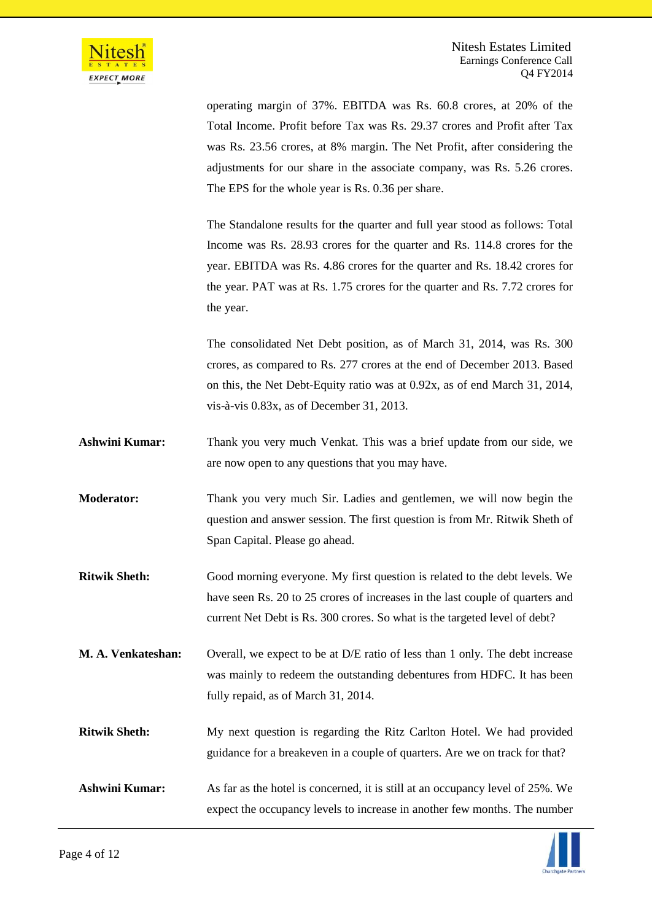operating margin of 37%. EBITDA was Rs. 60.8 crores, at 20% of the Total Income. Profit before Tax was Rs. 29.37 crores and Profit after Tax was Rs. 23.56 crores, at 8% margin. The Net Profit, after considering the adjustments for our share in the associate company, was Rs. 5.26 crores. The EPS for the whole year is Rs. 0.36 per share.

The Standalone results for the quarter and full year stood as follows: Total Income was Rs. 28.93 crores for the quarter and Rs. 114.8 crores for the year. EBITDA was Rs. 4.86 crores for the quarter and Rs. 18.42 crores for the year. PAT was at Rs. 1.75 crores for the quarter and Rs. 7.72 crores for the year.

The consolidated Net Debt position, as of March 31, 2014, was Rs. 300 crores, as compared to Rs. 277 crores at the end of December 2013. Based on this, the Net Debt-Equity ratio was at 0.92x, as of end March 31, 2014, vis-à-vis 0.83x, as of December 31, 2013.

**Ashwini Kumar:** Thank you very much Venkat. This was a brief update from our side, we are now open to any questions that you may have.

**Moderator:** Thank you very much Sir. Ladies and gentlemen, we will now begin the question and answer session. The first question is from Mr. Ritwik Sheth of Span Capital. Please go ahead.

**Ritwik Sheth:** Good morning everyone. My first question is related to the debt levels. We have seen Rs. 20 to 25 crores of increases in the last couple of quarters and current Net Debt is Rs. 300 crores. So what is the targeted level of debt?

**M. A. Venkateshan:** Overall, we expect to be at D/E ratio of less than 1 only. The debt increase was mainly to redeem the outstanding debentures from HDFC. It has been fully repaid, as of March 31, 2014.

**Ritwik Sheth:** My next question is regarding the Ritz Carlton Hotel. We had provided guidance for a breakeven in a couple of quarters. Are we on track for that?

**Ashwini Kumar:** As far as the hotel is concerned, it is still at an occupancy level of 25%. We expect the occupancy levels to increase in another few months. The number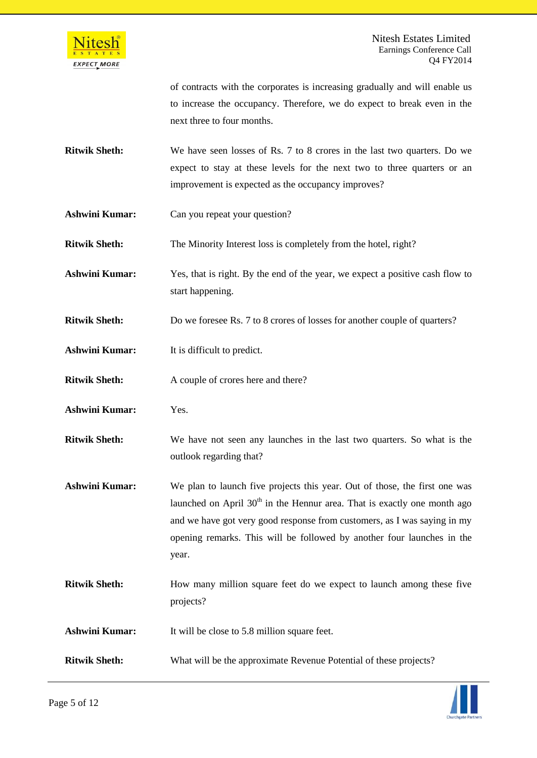of contracts with the corporates is increasing gradually and will enable us to increase the occupancy. Therefore, we do expect to break even in the next three to four months.

**Ritwik Sheth:** We have seen losses of Rs. 7 to 8 crores in the last two quarters. Do we expect to stay at these levels for the next two to three quarters or an improvement is expected as the occupancy improves?

**Ashwini Kumar:** Can you repeat your question?

**Ritwik Sheth:** The Minority Interest loss is completely from the hotel, right?

**Ashwini Kumar:** Yes, that is right. By the end of the year, we expect a positive cash flow to start happening.

**Ritwik Sheth:** Do we foresee Rs. 7 to 8 crores of losses for another couple of quarters?

**Ashwini Kumar:** It is difficult to predict.

**Ritwik Sheth:** A couple of crores here and there?

**Ashwini Kumar:** Yes.

**Ritwik Sheth:** We have not seen any launches in the last two quarters. So what is the outlook regarding that?

**Ashwini Kumar:** We plan to launch five projects this year. Out of those, the first one was launched on April 30th in the Hennur area. That is exactly one month ago and we have got very good response from customers, as I was saying in my opening remarks. This will be followed by another four launches in the year.

**Ritwik Sheth:** How many million square feet do we expect to launch among these five projects?

**Ashwini Kumar:** It will be close to 5.8 million square feet.

**Ritwik Sheth:** What will be the approximate Revenue Potential of these projects?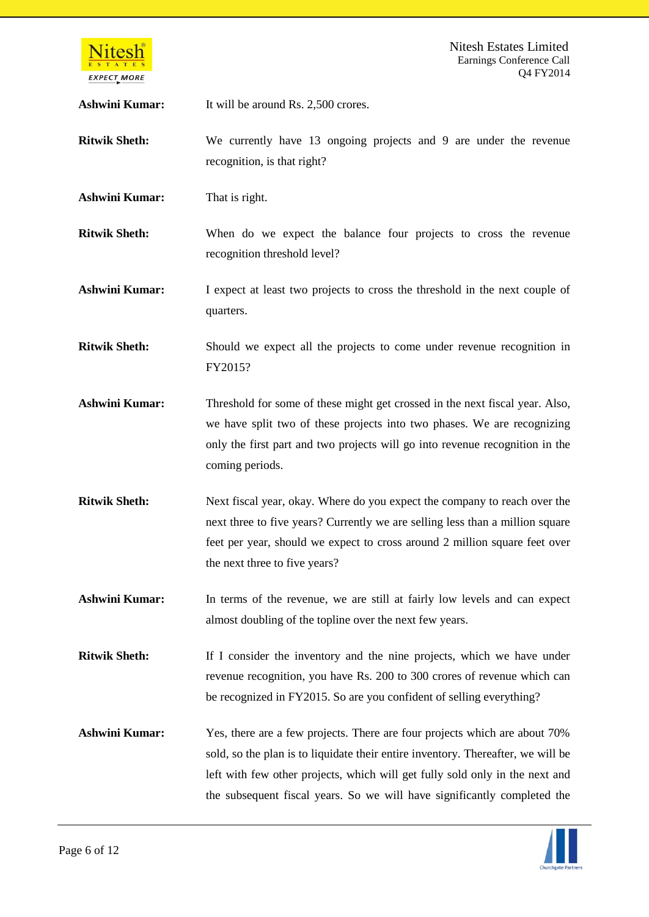**Ashwini Kumar:** It will be around Rs. 2,500 crores.

**Ritwik Sheth:** We currently have 13 ongoing projects and 9 are under the revenue recognition, is that right?

**Ashwini Kumar:** That is right.

**Ritwik Sheth:** When do we expect the balance four projects to cross the revenue recognition threshold level?

**Ashwini Kumar:** I expect at least two projects to cross the threshold in the next couple of quarters.

**Ritwik Sheth:** Should we expect all the projects to come under revenue recognition in FY2015?

**Ashwini Kumar:** Threshold for some of these might get crossed in the next fiscal year. Also, we have split two of these projects into two phases. We are recognizing only the first part and two projects will go into revenue recognition in the coming periods.

**Ritwik Sheth:** Next fiscal year, okay. Where do you expect the company to reach over the next three to five years? Currently we are selling less than a million square feet per year, should we expect to cross around 2 million square feet over the next three to five years?

**Ashwini Kumar:** In terms of the revenue, we are still at fairly low levels and can expect almost doubling of the topline over the next few years.

**Ritwik Sheth:** If I consider the inventory and the nine projects, which we have under revenue recognition, you have Rs. 200 to 300 crores of revenue which can be recognized in FY2015. So are you confident of selling everything?

**Ashwini Kumar:** Yes, there are a few projects. There are four projects which are about 70% sold, so the plan is to liquidate their entire inventory. Thereafter, we will be left with few other projects, which will get fully sold only in the next and the subsequent fiscal years. So we will have significantly completed the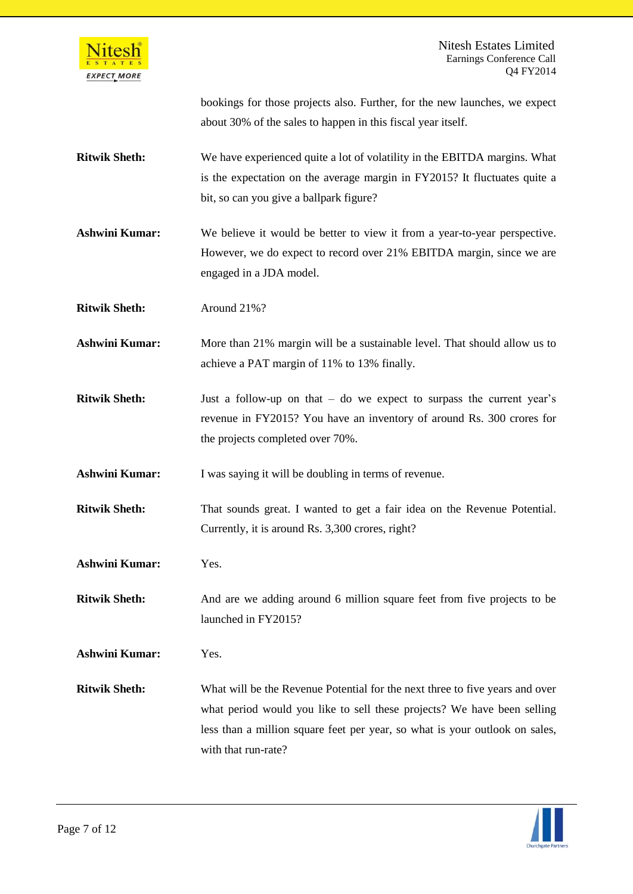bookings for those projects also. Further, for the new launches, we expect about 30% of the sales to happen in this fiscal year itself.

**Ritwik Sheth:** We have experienced quite a lot of volatility in the EBITDA margins. What is the expectation on the average margin in FY2015? It fluctuates quite a bit, so can you give a ballpark figure?

**Ashwini Kumar:** We believe it would be better to view it from a year-to-year perspective. However, we do expect to record over 21% EBITDA margin, since we are engaged in a JDA model.

**Ritwik Sheth:** Around 21%?

**Ashwini Kumar:** More than 21% margin will be a sustainable level. That should allow us to achieve a PAT margin of 11% to 13% finally.

**Ritwik Sheth:** Just a follow-up on that – do we expect to surpass the current year's revenue in FY2015? You have an inventory of around Rs. 300 crores for the projects completed over 70%.

**Ashwini Kumar:** I was saying it will be doubling in terms of revenue.

**Ritwik Sheth:** That sounds great. I wanted to get a fair idea on the Revenue Potential. Currently, it is around Rs. 3,300 crores, right?

**Ashwini Kumar:** Yes.

**Ritwik Sheth:** And are we adding around 6 million square feet from five projects to be launched in FY2015?

**Ashwini Kumar:** Yes.

**Ritwik Sheth:** What will be the Revenue Potential for the next three to five years and over what period would you like to sell these projects? We have been selling less than a million square feet per year, so what is your outlook on sales, with that run-rate?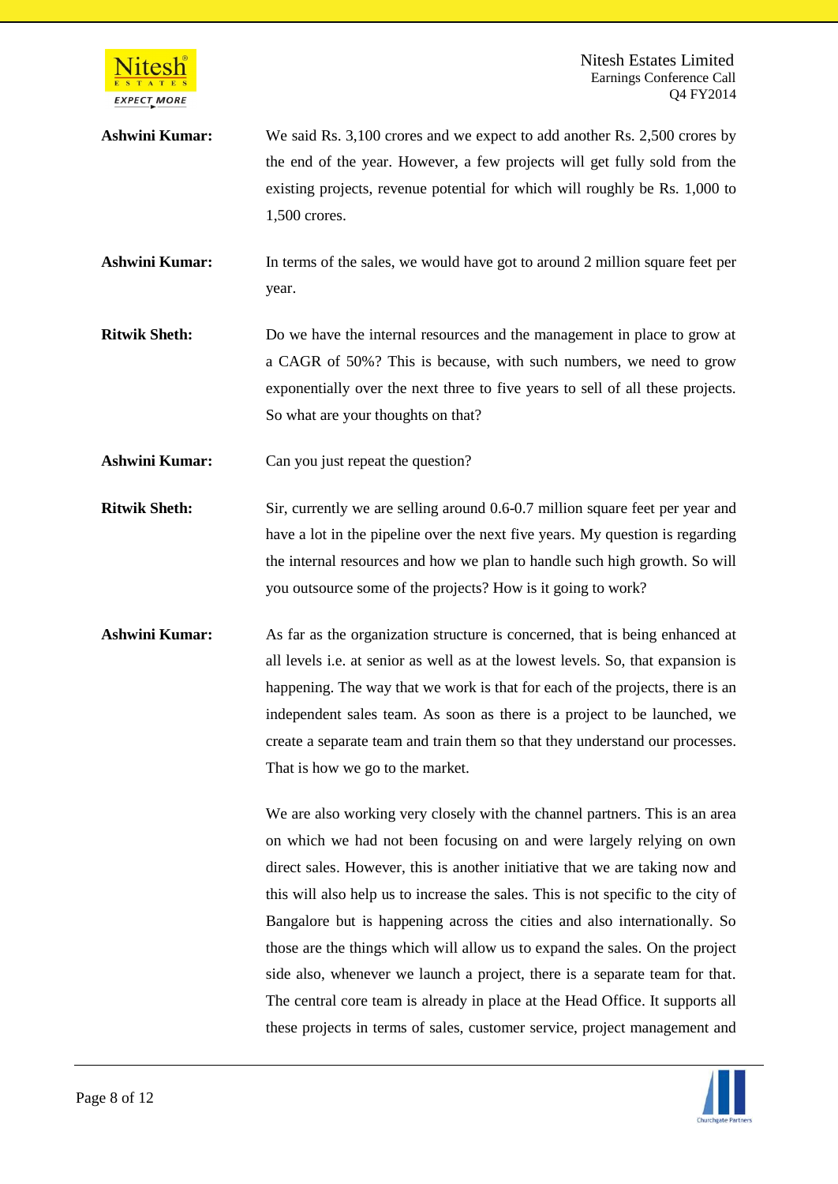**Ashwini Kumar:** We said Rs. 3,100 crores and we expect to add another Rs. 2,500 crores by the end of the year. However, a few projects will get fully sold from the existing projects, revenue potential for which will roughly be Rs. 1,000 to 1,500 crores.

**Ashwini Kumar:** In terms of the sales, we would have got to around 2 million square feet per year.

**Ritwik Sheth:** Do we have the internal resources and the management in place to grow at a CAGR of 50%? This is because, with such numbers, we need to grow exponentially over the next three to five years to sell of all these projects. So what are your thoughts on that?

**Ashwini Kumar:** Can you just repeat the question?

**Ritwik Sheth:** Sir, currently we are selling around 0.6-0.7 million square feet per year and have a lot in the pipeline over the next five years. My question is regarding the internal resources and how we plan to handle such high growth. So will you outsource some of the projects? How is it going to work?

**Ashwini Kumar:** As far as the organization structure is concerned, that is being enhanced at all levels i.e. at senior as well as at the lowest levels. So, that expansion is happening. The way that we work is that for each of the projects, there is an independent sales team. As soon as there is a project to be launched, we create a separate team and train them so that they understand our processes. That is how we go to the market.

We are also working very closely with the channel partners. This is an area on which we had not been focusing on and were largely relying on own direct sales. However, this is another initiative that we are taking now and this will also help us to increase the sales. This is not specific to the city of Bangalore but is happening across the cities and also internationally. So those are the things which will allow us to expand the sales. On the project side also, whenever we launch a project, there is a separate team for that. The central core team is already in place at the Head Office. It supports all these projects in terms of sales, customer service, project management and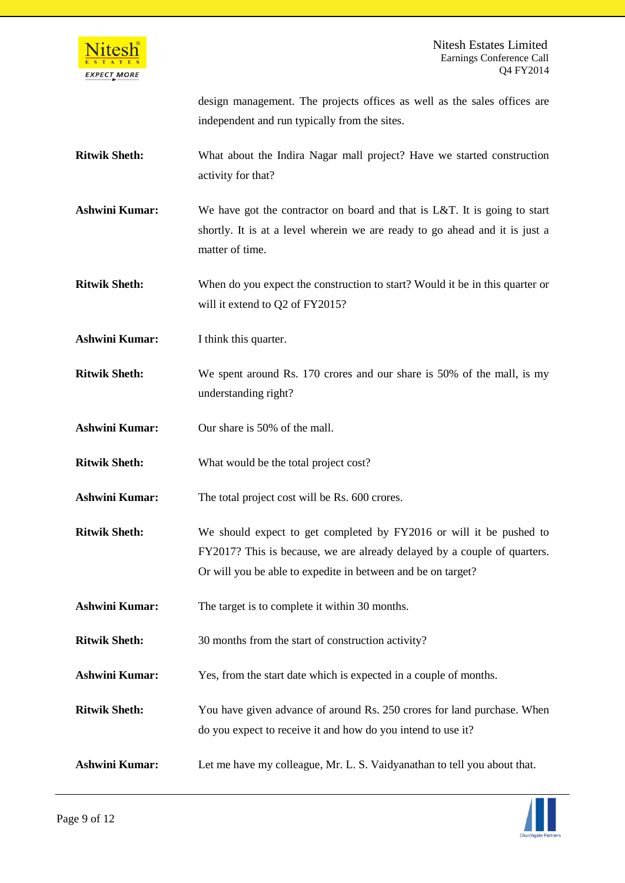design management. The projects offices as well as the sales offices are independent and run typically from the sites.

**Ritwik Sheth:** What about the Indira Nagar mall project? Have we started construction activity for that?

**Ashwini Kumar:** We have got the contractor on board and that is L&T. It is going to start shortly. It is at a level wherein we are ready to go ahead and it is just a matter of time.

**Ritwik Sheth:** When do you expect the construction to start? Would it be in this quarter or will it extend to Q2 of FY2015?

**Ashwini Kumar:** I think this quarter.

**Ritwik Sheth:** We spent around Rs. 170 crores and our share is 50% of the mall, is my understanding right?

**Ashwini Kumar:** Our share is 50% of the mall.

**Ritwik Sheth:** What would be the total project cost?

**Ashwini Kumar:** The total project cost will be Rs. 600 crores.

**Ritwik Sheth:** We should expect to get completed by FY2016 or will it be pushed to FY2017? This is because, we are already delayed by a couple of quarters. Or will you be able to expedite in between and be on target?

**Ashwini Kumar:** The target is to complete it within 30 months.

**Ritwik Sheth:** 30 months from the start of construction activity?

**Ashwini Kumar:** Yes, from the start date which is expected in a couple of months.

**Ritwik Sheth:** You have given advance of around Rs. 250 crores for land purchase. When do you expect to receive it and how do you intend to use it?

**Ashwini Kumar:** Let me have my colleague, Mr. L. S. Vaidyanathan to tell you about that.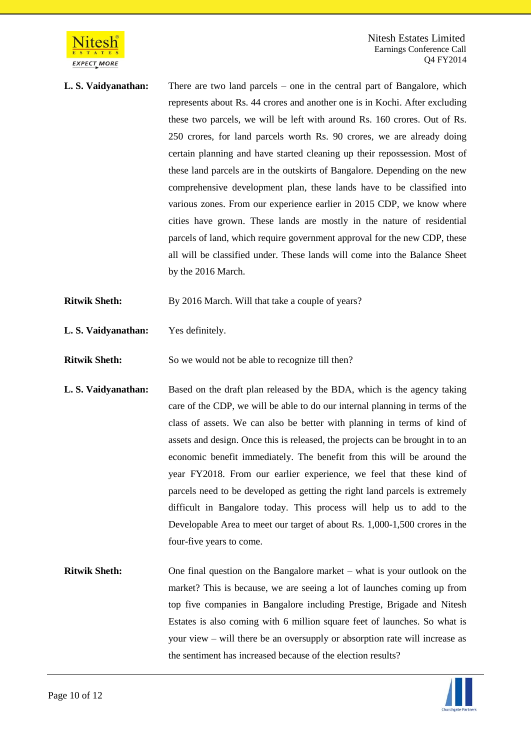**L. S. Vaidyanathan:** There are two land parcels – one in the central part of Bangalore, which represents about Rs. 44 crores and another one is in Kochi. After excluding these two parcels, we will be left with around Rs. 160 crores. Out of Rs. 250 crores, for land parcels worth Rs. 90 crores, we are already doing certain planning and have started cleaning up their repossession. Most of these land parcels are in the outskirts of Bangalore. Depending on the new comprehensive development plan, these lands have to be classified into various zones. From our experience earlier in 2015 CDP, we know where cities have grown. These lands are mostly in the nature of residential parcels of land, which require government approval for the new CDP, these all will be classified under. These lands will come into the Balance Sheet by the 2016 March.

**Ritwik Sheth:** By 2016 March. Will that take a couple of years?

**L. S. Vaidyanathan:** Yes definitely.

**Ritwik Sheth:** So we would not be able to recognize till then?

**L. S. Vaidyanathan:** Based on the draft plan released by the BDA, which is the agency taking care of the CDP, we will be able to do our internal planning in terms of the class of assets. We can also be better with planning in terms of kind of assets and design. Once this is released, the projects can be brought in to an economic benefit immediately. The benefit from this will be around the year FY2018. From our earlier experience, we feel that these kind of parcels need to be developed as getting the right land parcels is extremely difficult in Bangalore today. This process will help us to add to the Developable Area to meet our target of about Rs. 1,000-1,500 crores in the four-five years to come.

**Ritwik Sheth:** One final question on the Bangalore market – what is your outlook on the market? This is because, we are seeing a lot of launches coming up from top five companies in Bangalore including Prestige, Brigade and Nitesh Estates is also coming with 6 million square feet of launches. So what is your view – will there be an oversupply or absorption rate will increase as the sentiment has increased because of the election results?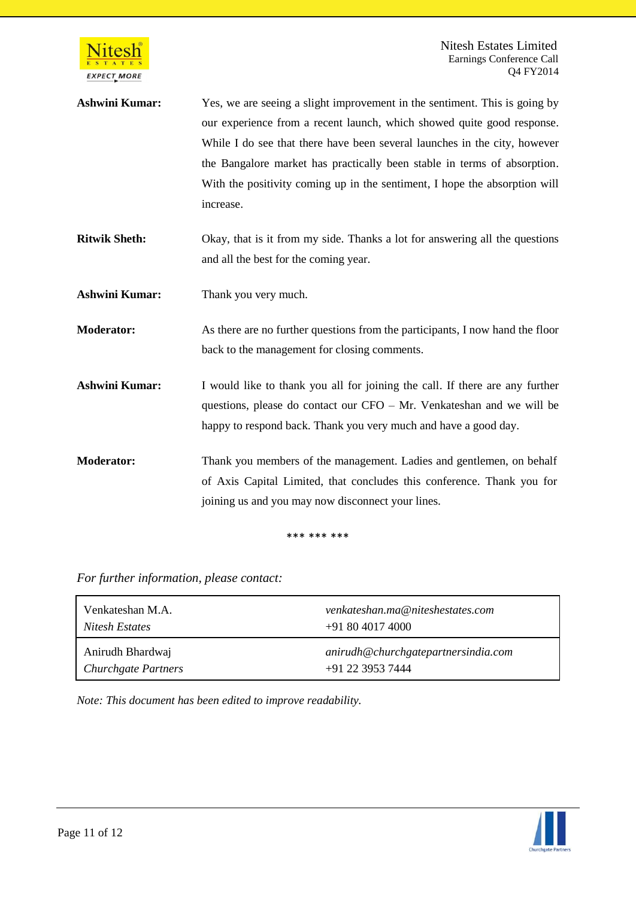**Ashwini Kumar:** Yes, we are seeing a slight improvement in the sentiment. This is going by our experience from a recent launch, which showed quite good response. While I do see that there have been several launches in the city, however the Bangalore market has practically been stable in terms of absorption. With the positivity coming up in the sentiment, I hope the absorption will increase.

**Ritwik Sheth:** Okay, that is it from my side. Thanks a lot for answering all the questions and all the best for the coming year.

**Ashwini Kumar:** Thank you very much.

**Moderator:** As there are no further questions from the participants, I now hand the floor back to the management for closing comments.

**Ashwini Kumar:** I would like to thank you all for joining the call. If there are any further questions, please do contact our CFO – Mr. Venkateshan and we will be happy to respond back. Thank you very much and have a good day.

**Moderator:** Thank you members of the management. Ladies and gentlemen, on behalf of Axis Capital Limited, that concludes this conference. Thank you for joining us and you may now disconnect your lines.

*** *** ***

*For further information, please contact:*

| | |
|---|---|
| Venkateshan M.A.<br>*Nitesh Estates* | *venkateshan.ma@niteshestates.com*<br>+91 80 4017 4000 |
| Anirudh Bhardwaj<br>*Churchgate Partners* | *anirudh@churchgatepartnersindia.com*<br>+91 22 3953 7444 |

*Note: This document has been edited to improve readability.*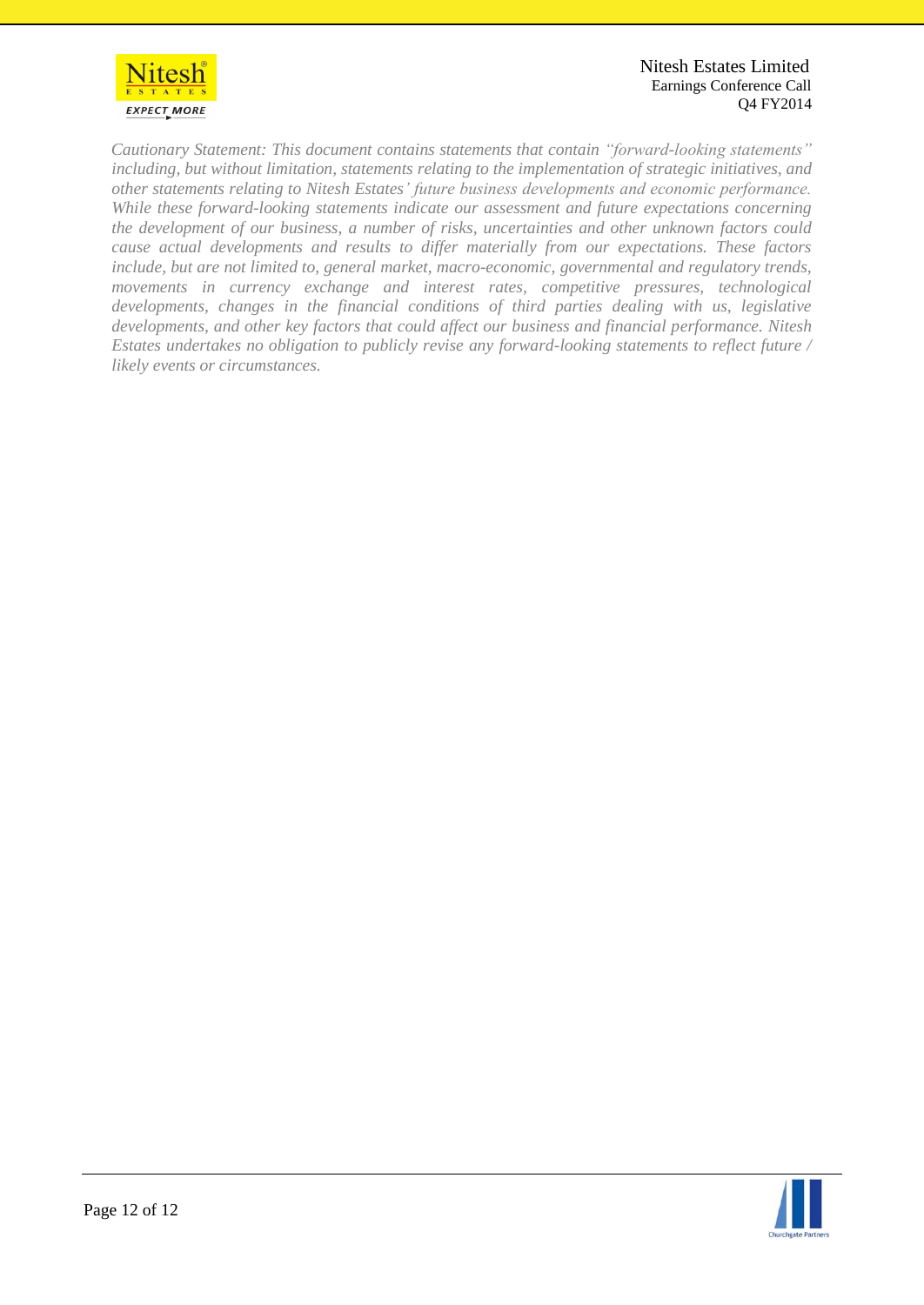*Cautionary Statement: This document contains statements that contain "forward-looking statements" including, but without limitation, statements relating to the implementation of strategic initiatives, and other statements relating to Nitesh Estates' future business developments and economic performance. While these forward-looking statements indicate our assessment and future expectations concerning the development of our business, a number of risks, uncertainties and other unknown factors could cause actual developments and results to differ materially from our expectations. These factors include, but are not limited to, general market, macro-economic, governmental and regulatory trends, movements in currency exchange and interest rates, competitive pressures, technological developments, changes in the financial conditions of third parties dealing with us, legislative developments, and other key factors that could affect our business and financial performance. Nitesh Estates undertakes no obligation to publicly revise any forward-looking statements to reflect future / likely events or circumstances.*